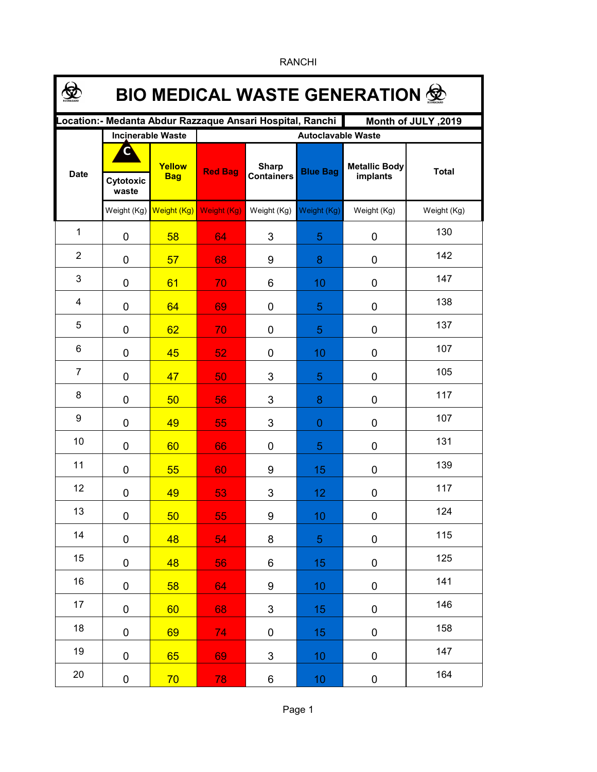RANCHI

# BIO MEDICAL WASTE GENERATION

**Location:- Medanta Abdur Razzaque Ansari Hospital, Ranchi** | **Month of JULY ,2019**

| Date | Incinerable Waste | | Autoclavable Waste | | | | Total |
|---|---|---|---|---|---|---|---|
| | C Cytotoxic waste | Yellow Bag | Red Bag | Sharp Containers | Blue Bag | Metallic Body implants | Total |
| | Weight (Kg) | Weight (Kg) | Weight (Kg) | Weight (Kg) | Weight (Kg) | Weight (Kg) | Weight (Kg) |
| 1 | 0 | 58 | 64 | 3 | 5 | 0 | 130 |
| 2 | 0 | 57 | 68 | 9 | 8 | 0 | 142 |
| 3 | 0 | 61 | 70 | 6 | 10 | 0 | 147 |
| 4 | 0 | 64 | 69 | 0 | 5 | 0 | 138 |
| 5 | 0 | 62 | 70 | 0 | 5 | 0 | 137 |
| 6 | 0 | 45 | 52 | 0 | 10 | 0 | 107 |
| 7 | 0 | 47 | 50 | 3 | 5 | 0 | 105 |
| 8 | 0 | 50 | 56 | 3 | 8 | 0 | 117 |
| 9 | 0 | 49 | 55 | 3 | 0 | 0 | 107 |
| 10 | 0 | 60 | 66 | 0 | 5 | 0 | 131 |
| 11 | 0 | 55 | 60 | 9 | 15 | 0 | 139 |
| 12 | 0 | 49 | 53 | 3 | 12 | 0 | 117 |
| 13 | 0 | 50 | 55 | 9 | 10 | 0 | 124 |
| 14 | 0 | 48 | 54 | 8 | 5 | 0 | 115 |
| 15 | 0 | 48 | 56 | 6 | 15 | 0 | 125 |
| 16 | 0 | 58 | 64 | 9 | 10 | 0 | 141 |
| 17 | 0 | 60 | 68 | 3 | 15 | 0 | 146 |
| 18 | 0 | 69 | 74 | 0 | 15 | 0 | 158 |
| 19 | 0 | 65 | 69 | 3 | 10 | 0 | 147 |
| 20 | 0 | 70 | 78 | 6 | 10 | 0 | 164 |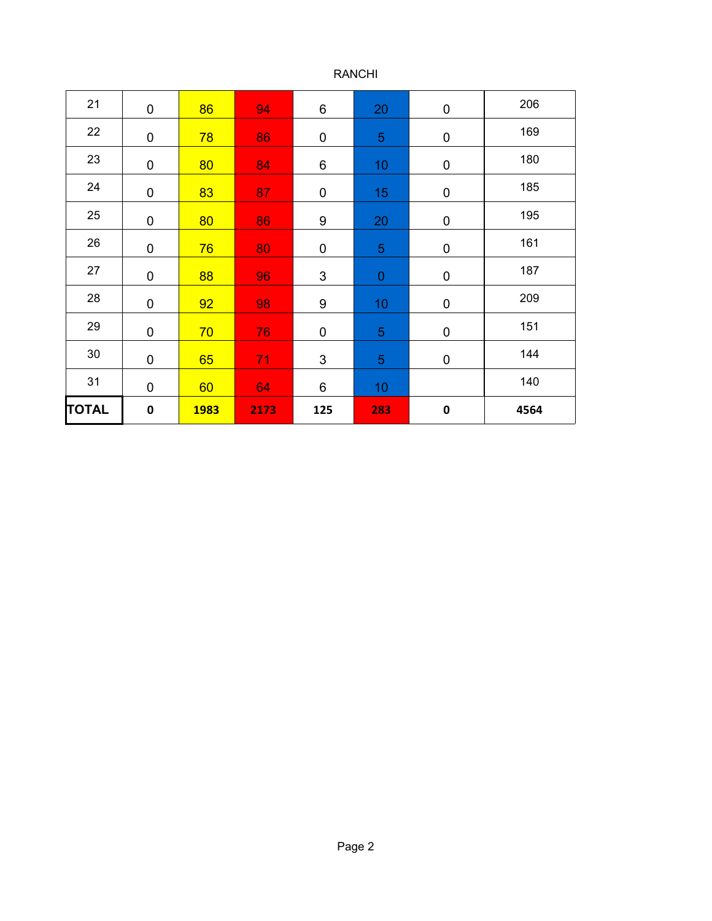RANCHI

| | | | | | | | |
|---|---|---|---|---|---|---|---|
| 21 | 0 | 86 | 94 | 6 | 20 | 0 | 206 |
| 22 | 0 | 78 | 86 | 0 | 5 | 0 | 169 |
| 23 | 0 | 80 | 84 | 6 | 10 | 0 | 180 |
| 24 | 0 | 83 | 87 | 0 | 15 | 0 | 185 |
| 25 | 0 | 80 | 86 | 9 | 20 | 0 | 195 |
| 26 | 0 | 76 | 80 | 0 | 5 | 0 | 161 |
| 27 | 0 | 88 | 96 | 3 | 0 | 0 | 187 |
| 28 | 0 | 92 | 98 | 9 | 10 | 0 | 209 |
| 29 | 0 | 70 | 76 | 0 | 5 | 0 | 151 |
| 30 | 0 | 65 | 71 | 3 | 5 | 0 | 144 |
| 31 | 0 | 60 | 64 | 6 | 10 | | 140 |
| **TOTAL** | **0** | **1983** | **2173** | **125** | **283** | **0** | **4564** |